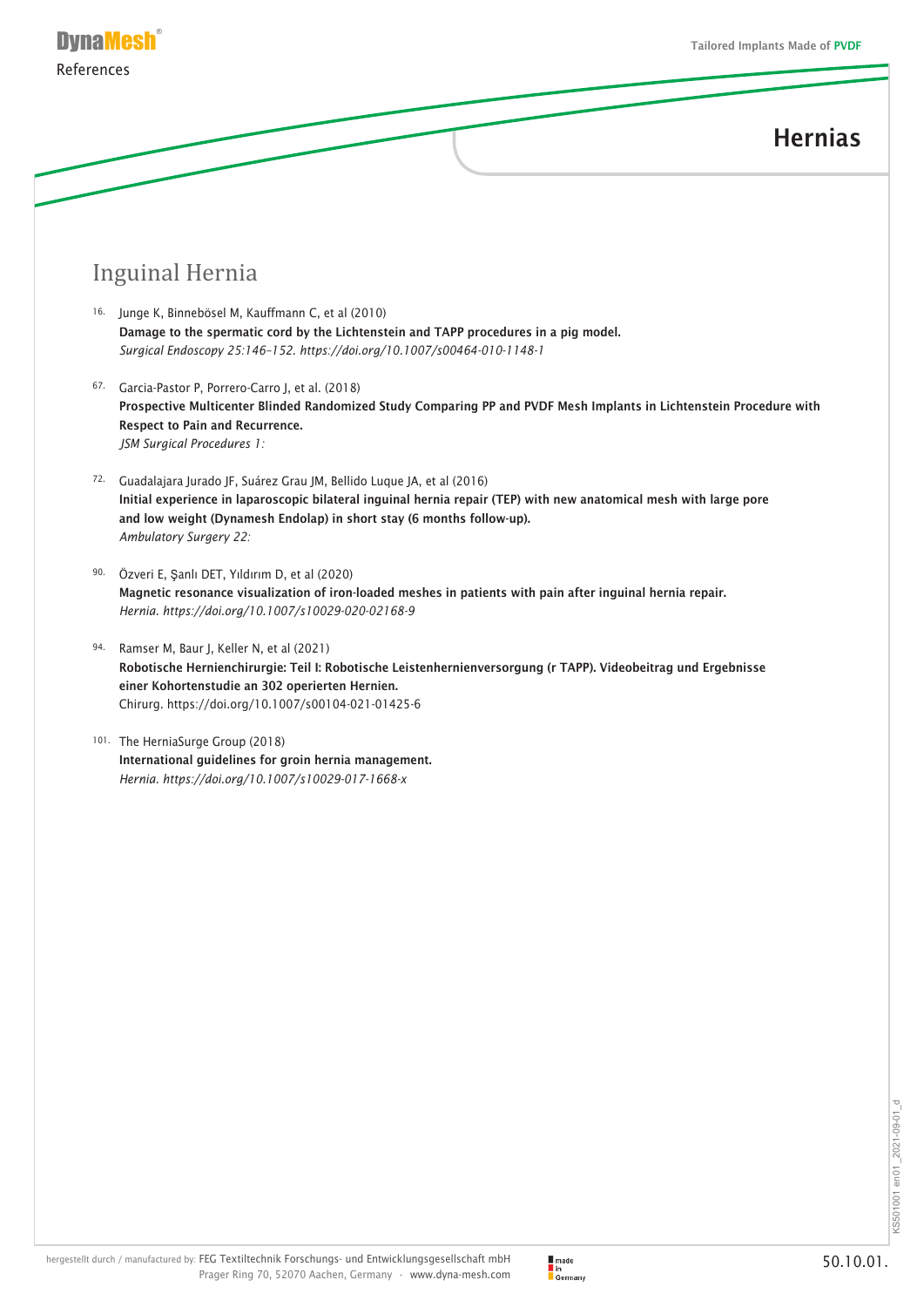# References

## Hernias

### Inguinal Hernia

16. Junge K, Binnebösel M, Kauffmann C, et al (2010)
**Damage to the spermatic cord by the Lichtenstein and TAPP procedures in a pig model.**
*Surgical Endoscopy 25:146–152. https://doi.org/10.1007/s00464-010-1148-1*

67. Garcia-Pastor P, Porrero-Carro J, et al. (2018)
**Prospective Multicenter Blinded Randomized Study Comparing PP and PVDF Mesh Implants in Lichtenstein Procedure with Respect to Pain and Recurrence.**
*JSM Surgical Procedures 1:*

72. Guadalajara Jurado JF, Suárez Grau JM, Bellido Luque JA, et al (2016)
**Initial experience in laparoscopic bilateral inguinal hernia repair (TEP) with new anatomical mesh with large pore and low weight (Dynamesh Endolap) in short stay (6 months follow-up).**
*Ambulatory Surgery 22:*

90. Özveri E, Şanlı DET, Yıldırım D, et al (2020)
**Magnetic resonance visualization of iron-loaded meshes in patients with pain after inguinal hernia repair.**
*Hernia. https://doi.org/10.1007/s10029-020-02168-9*

94. Ramser M, Baur J, Keller N, et al (2021)
**Robotische Hernienchirurgie: Teil I: Robotische Leistenhernienversorgung (r TAPP). Videobeitrag und Ergebnisse einer Kohortenstudie an 302 operierten Hernien.**
Chirurg. https://doi.org/10.1007/s00104-021-01425-6

101. The HerniaSurge Group (2018)
**International guidelines for groin hernia management.**
*Hernia. https://doi.org/10.1007/s10029-017-1668-x*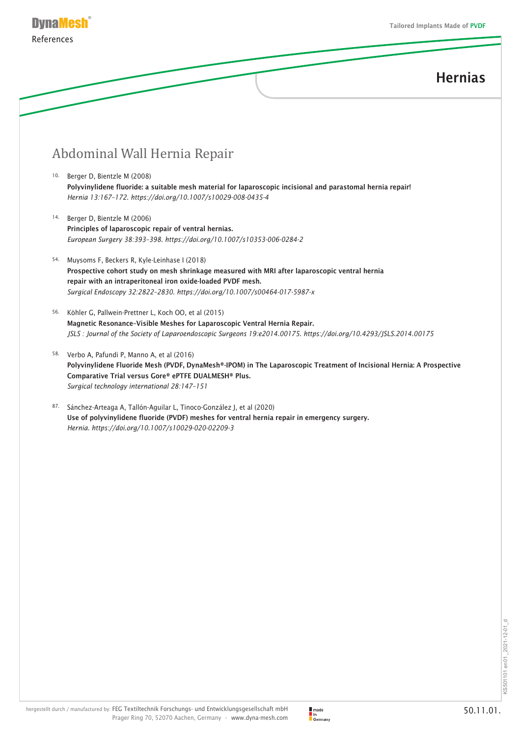# Hernias

## Abdominal Wall Hernia Repair

10. Berger D, Bientzle M (2008)
**Polyvinylidene fluoride: a suitable mesh material for laparoscopic incisional and parastomal hernia repair!**
*Hernia 13:167–172. https://doi.org/10.1007/s10029-008-0435-4*

14. Berger D, Bientzle M (2006)
**Principles of laparoscopic repair of ventral hernias.**
*European Surgery 38:393–398. https://doi.org/10.1007/s10353-006-0284-2*

54. Muysoms F, Beckers R, Kyle-Leinhase I (2018)
**Prospective cohort study on mesh shrinkage measured with MRI after laparoscopic ventral hernia repair with an intraperitoneal iron oxide-loaded PVDF mesh.**
*Surgical Endoscopy 32:2822–2830. https://doi.org/10.1007/s00464-017-5987-x*

56. Köhler G, Pallwein-Prettner L, Koch OO, et al (2015)
**Magnetic Resonance–Visible Meshes for Laparoscopic Ventral Hernia Repair.**
*JSLS : Journal of the Society of Laparoendoscopic Surgeons 19:e2014.00175. https://doi.org/10.4293/JSLS.2014.00175*

58. Verbo A, Pafundi P, Manno A, et al (2016)
**Polyvinylidene Fluoride Mesh (PVDF, DynaMesh®-IPOM) in The Laparoscopic Treatment of Incisional Hernia: A Prospective Comparative Trial versus Gore® ePTFE DUALMESH® Plus.**
*Surgical technology international 28:147–151*

87. Sánchez-Arteaga A, Tallón-Aguilar L, Tinoco-González J, et al (2020)
**Use of polyvinylidene fluoride (PVDF) meshes for ventral hernia repair in emergency surgery.**
*Hernia. https://doi.org/10.1007/s10029-020-02209-3*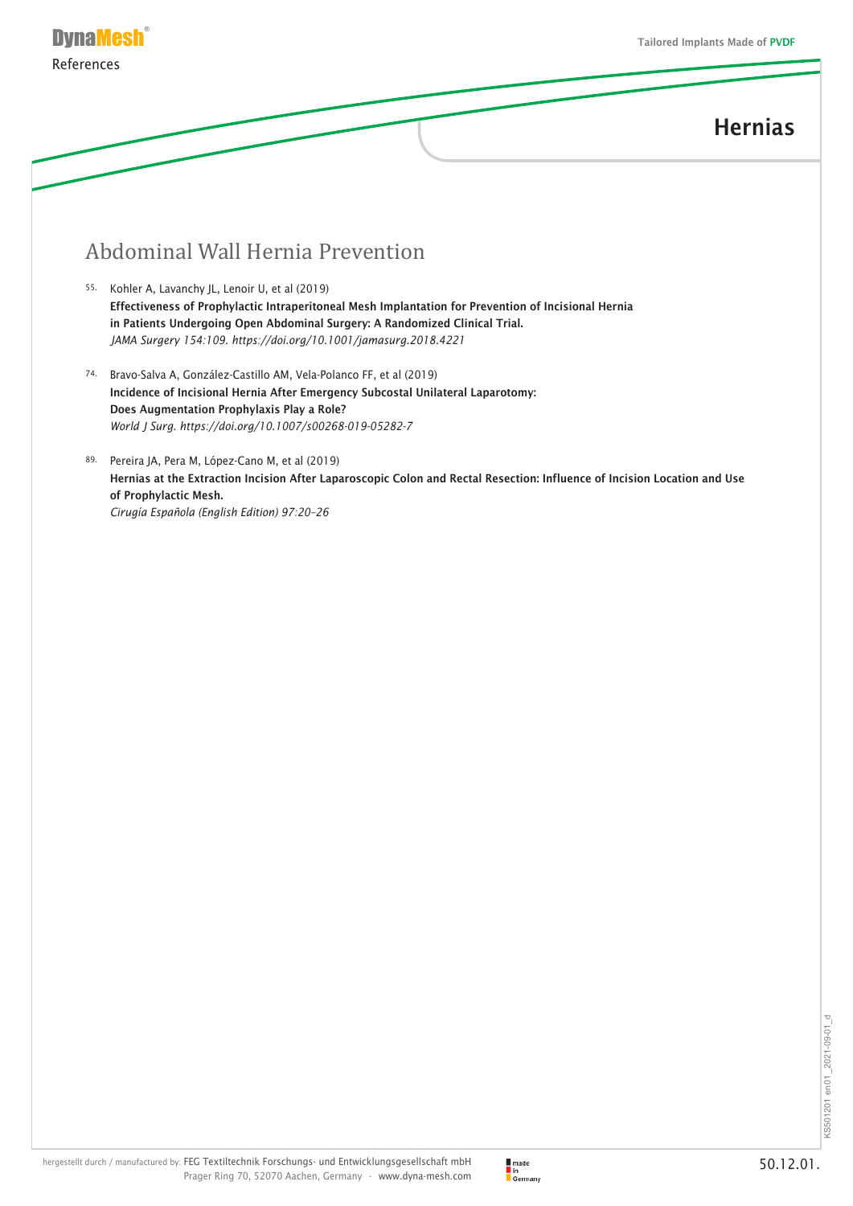# Hernias

## Abdominal Wall Hernia Prevention

55. Kohler A, Lavanchy JL, Lenoir U, et al (2019)
**Effectiveness of Prophylactic Intraperitoneal Mesh Implantation for Prevention of Incisional Hernia in Patients Undergoing Open Abdominal Surgery: A Randomized Clinical Trial.**
*JAMA Surgery 154:109. https://doi.org/10.1001/jamasurg.2018.4221*

74. Bravo-Salva A, González-Castillo AM, Vela-Polanco FF, et al (2019)
**Incidence of Incisional Hernia After Emergency Subcostal Unilateral Laparotomy: Does Augmentation Prophylaxis Play a Role?**
*World J Surg. https://doi.org/10.1007/s00268-019-05282-7*

89. Pereira JA, Pera M, López-Cano M, et al (2019)
**Hernias at the Extraction Incision After Laparoscopic Colon and Rectal Resection: Influence of Incision Location and Use of Prophylactic Mesh.**
*Cirugía Española (English Edition) 97:20–26*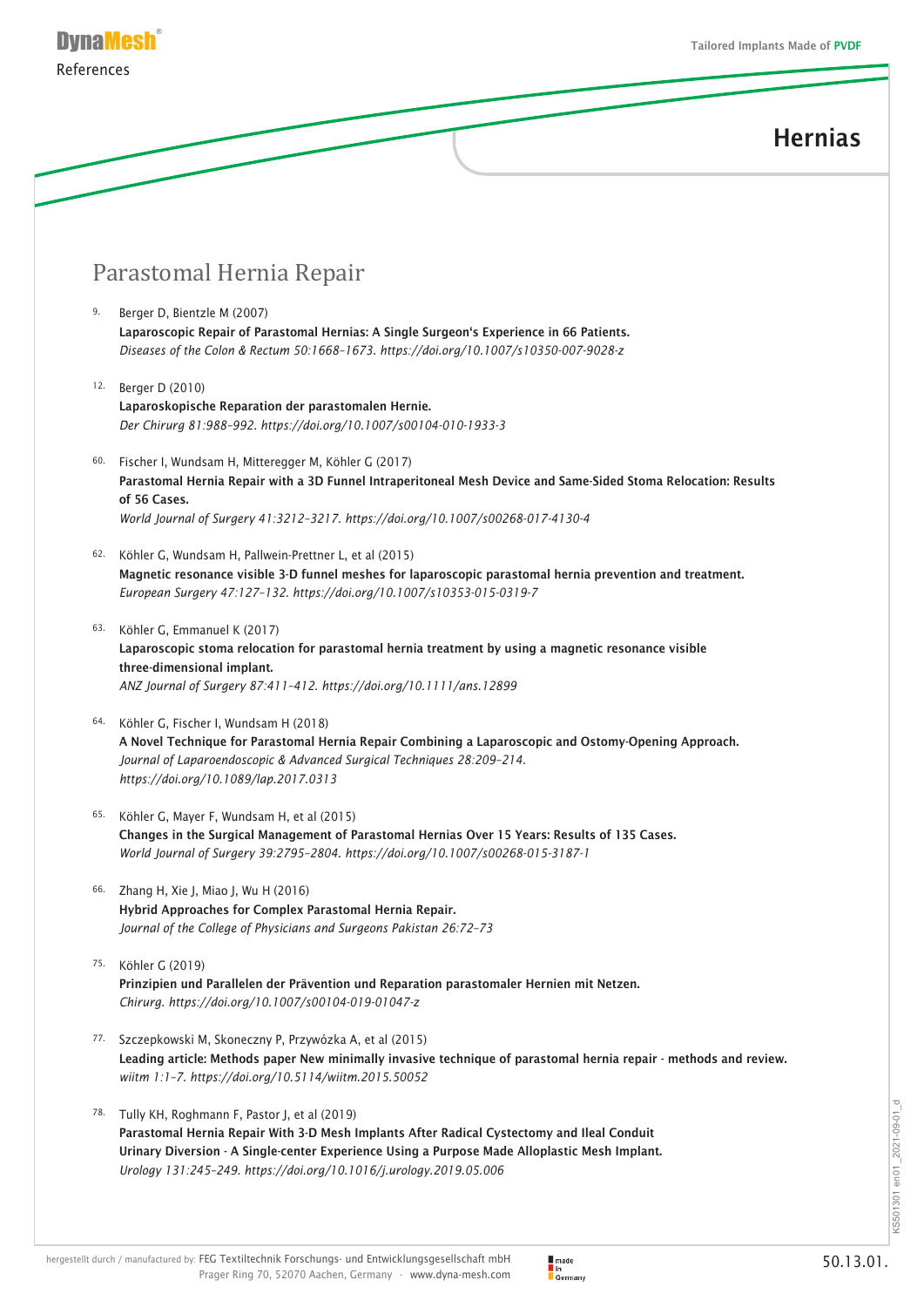# Hernias

## Parastomal Hernia Repair

9. Berger D, Bientzle M (2007)
**Laparoscopic Repair of Parastomal Hernias: A Single Surgeon's Experience in 66 Patients.**
*Diseases of the Colon & Rectum 50:1668–1673. https://doi.org/10.1007/s10350-007-9028-z*

12. Berger D (2010)
**Laparoskopische Reparation der parastomalen Hernie.**
*Der Chirurg 81:988–992. https://doi.org/10.1007/s00104-010-1933-3*

60. Fischer I, Wundsam H, Mitteregger M, Köhler G (2017)
**Parastomal Hernia Repair with a 3D Funnel Intraperitoneal Mesh Device and Same-Sided Stoma Relocation: Results of 56 Cases.**
*World Journal of Surgery 41:3212–3217. https://doi.org/10.1007/s00268-017-4130-4*

62. Köhler G, Wundsam H, Pallwein-Prettner L, et al (2015)
**Magnetic resonance visible 3-D funnel meshes for laparoscopic parastomal hernia prevention and treatment.**
*European Surgery 47:127–132. https://doi.org/10.1007/s10353-015-0319-7*

63. Köhler G, Emmanuel K (2017)
**Laparoscopic stoma relocation for parastomal hernia treatment by using a magnetic resonance visible three-dimensional implant.**
*ANZ Journal of Surgery 87:411–412. https://doi.org/10.1111/ans.12899*

64. Köhler G, Fischer I, Wundsam H (2018)
**A Novel Technique for Parastomal Hernia Repair Combining a Laparoscopic and Ostomy-Opening Approach.**
*Journal of Laparoendoscopic & Advanced Surgical Techniques 28:209–214. https://doi.org/10.1089/lap.2017.0313*

65. Köhler G, Mayer F, Wundsam H, et al (2015)
**Changes in the Surgical Management of Parastomal Hernias Over 15 Years: Results of 135 Cases.**
*World Journal of Surgery 39:2795–2804. https://doi.org/10.1007/s00268-015-3187-1*

66. Zhang H, Xie J, Miao J, Wu H (2016)
**Hybrid Approaches for Complex Parastomal Hernia Repair.**
*Journal of the College of Physicians and Surgeons Pakistan 26:72–73*

75. Köhler G (2019)
**Prinzipien und Parallelen der Prävention und Reparation parastomaler Hernien mit Netzen.**
*Chirurg. https://doi.org/10.1007/s00104-019-01047-z*

77. Szczepkowski M, Skoneczny P, Przywózka A, et al (2015)
**Leading article: Methods paper New minimally invasive technique of parastomal hernia repair - methods and review.**
*wiitm 1:1–7. https://doi.org/10.5114/wiitm.2015.50052*

78. Tully KH, Roghmann F, Pastor J, et al (2019)
**Parastomal Hernia Repair With 3-D Mesh Implants After Radical Cystectomy and Ileal Conduit Urinary Diversion - A Single-center Experience Using a Purpose Made Alloplastic Mesh Implant.**
*Urology 131:245–249. https://doi.org/10.1016/j.urology.2019.05.006*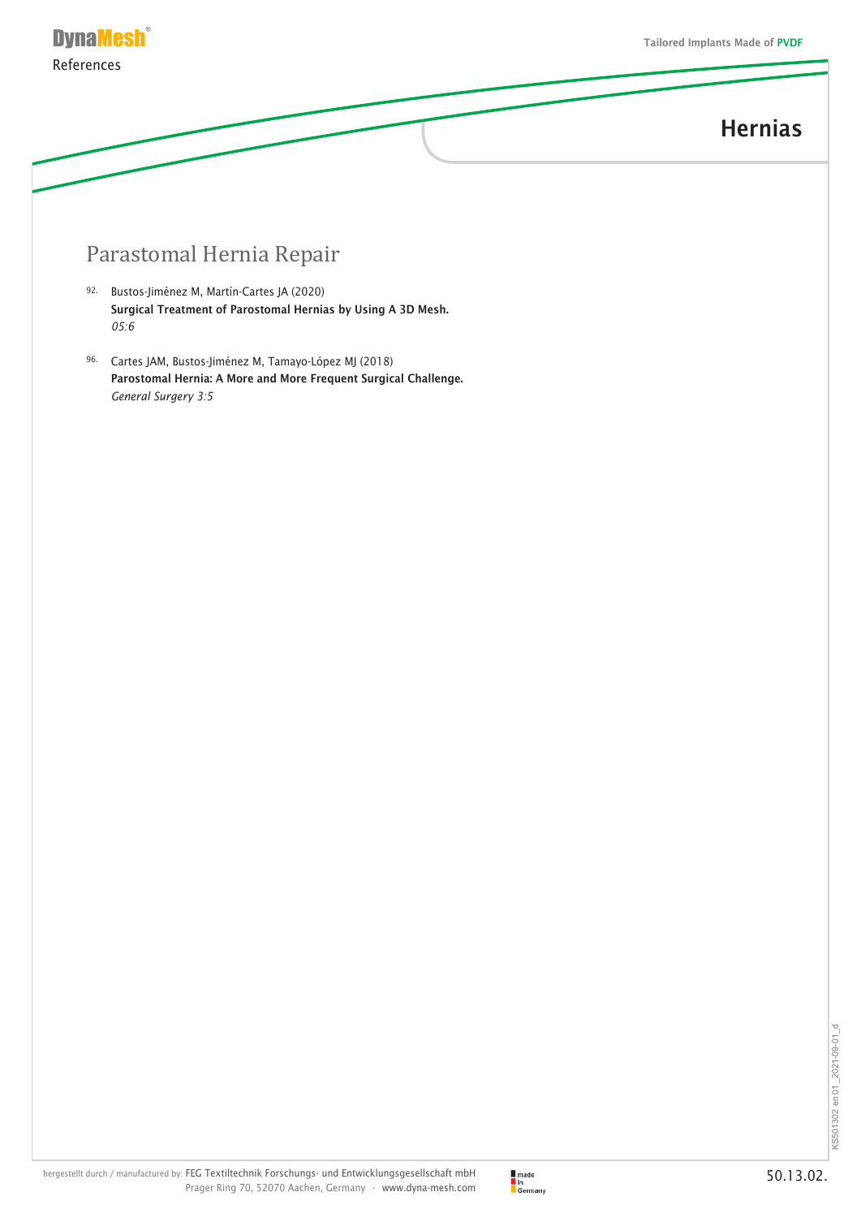# Hernias

## Parastomal Hernia Repair

92. Bustos-Jiménez M, Martín-Cartes JA (2020)
    **Surgical Treatment of Parostomal Hernias by Using A 3D Mesh.**
    *05:6*

96. Cartes JAM, Bustos-Jiménez M, Tamayo-López MJ (2018)
    **Parostomal Hernia: A More and More Frequent Surgical Challenge.**
    *General Surgery 3:5*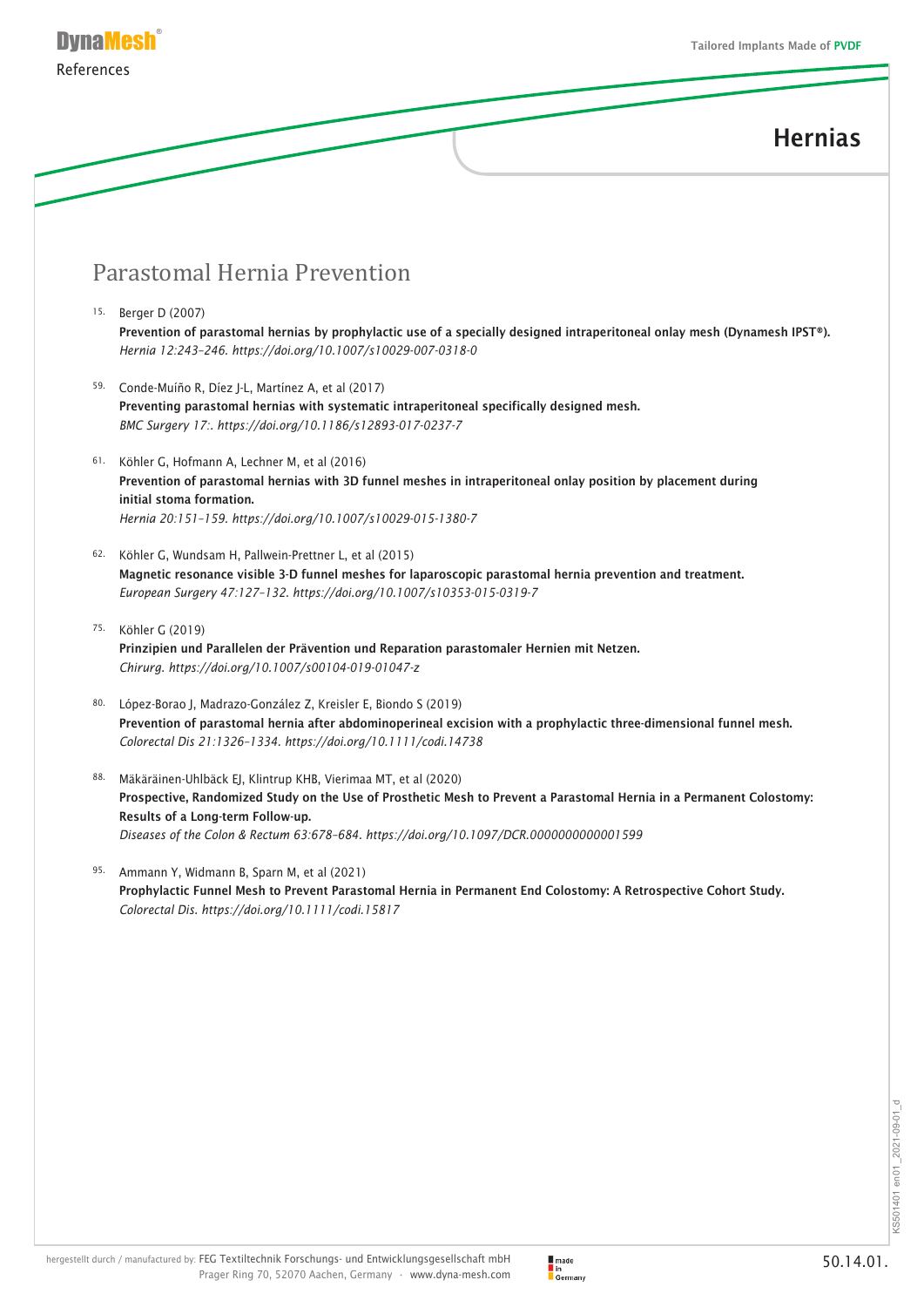# Hernias

## Parastomal Hernia Prevention

15. Berger D (2007)
**Prevention of parastomal hernias by prophylactic use of a specially designed intraperitoneal onlay mesh (Dynamesh IPST®).**
*Hernia 12:243–246. https://doi.org/10.1007/s10029-007-0318-0*

59. Conde-Muíño R, Díez J-L, Martínez A, et al (2017)
**Preventing parastomal hernias with systematic intraperitoneal specifically designed mesh.**
*BMC Surgery 17:. https://doi.org/10.1186/s12893-017-0237-7*

61. Köhler G, Hofmann A, Lechner M, et al (2016)
**Prevention of parastomal hernias with 3D funnel meshes in intraperitoneal onlay position by placement during initial stoma formation.**
*Hernia 20:151–159. https://doi.org/10.1007/s10029-015-1380-7*

62. Köhler G, Wundsam H, Pallwein-Prettner L, et al (2015)
**Magnetic resonance visible 3-D funnel meshes for laparoscopic parastomal hernia prevention and treatment.**
*European Surgery 47:127–132. https://doi.org/10.1007/s10353-015-0319-7*

75. Köhler G (2019)
**Prinzipien und Parallelen der Prävention und Reparation parastomaler Hernien mit Netzen.**
*Chirurg. https://doi.org/10.1007/s00104-019-01047-z*

80. López-Borao J, Madrazo-González Z, Kreisler E, Biondo S (2019)
**Prevention of parastomal hernia after abdominoperineal excision with a prophylactic three-dimensional funnel mesh.**
*Colorectal Dis 21:1326–1334. https://doi.org/10.1111/codi.14738*

88. Mäkäräinen-Uhlbäck EJ, Klintrup KHB, Vierimaa MT, et al (2020)
**Prospective, Randomized Study on the Use of Prosthetic Mesh to Prevent a Parastomal Hernia in a Permanent Colostomy: Results of a Long-term Follow-up.**
*Diseases of the Colon & Rectum 63:678–684. https://doi.org/10.1097/DCR.0000000000001599*

95. Ammann Y, Widmann B, Sparn M, et al (2021)
**Prophylactic Funnel Mesh to Prevent Parastomal Hernia in Permanent End Colostomy: A Retrospective Cohort Study.**
*Colorectal Dis. https://doi.org/10.1111/codi.15817*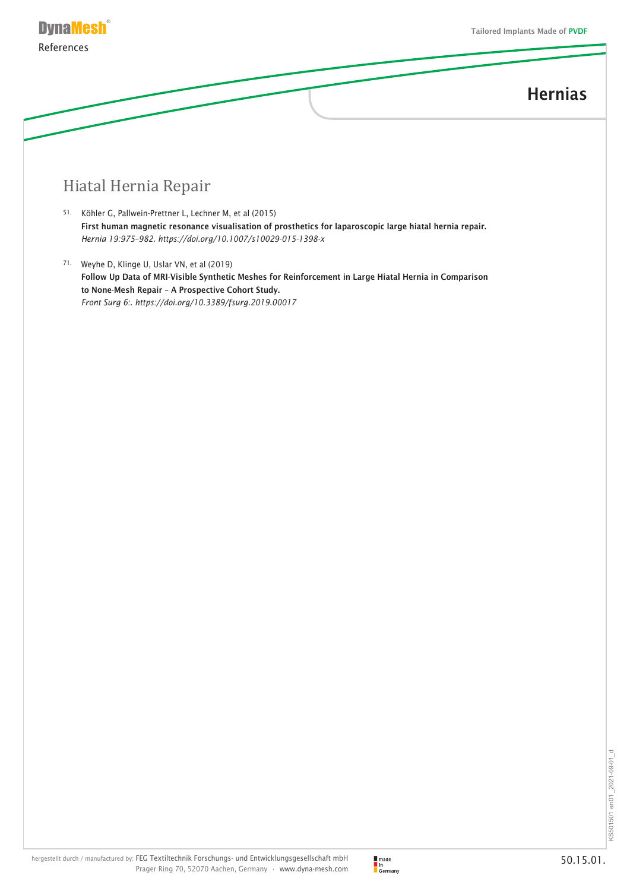# Hernias

## Hiatal Hernia Repair

51. Köhler G, Pallwein-Prettner L, Lechner M, et al (2015)
**First human magnetic resonance visualisation of prosthetics for laparoscopic large hiatal hernia repair.**
*Hernia 19:975–982. https://doi.org/10.1007/s10029-015-1398-x*

71. Weyhe D, Klinge U, Uslar VN, et al (2019)
**Follow Up Data of MRI-Visible Synthetic Meshes for Reinforcement in Large Hiatal Hernia in Comparison to None-Mesh Repair – A Prospective Cohort Study.**
*Front Surg 6:. https://doi.org/10.3389/fsurg.2019.00017*